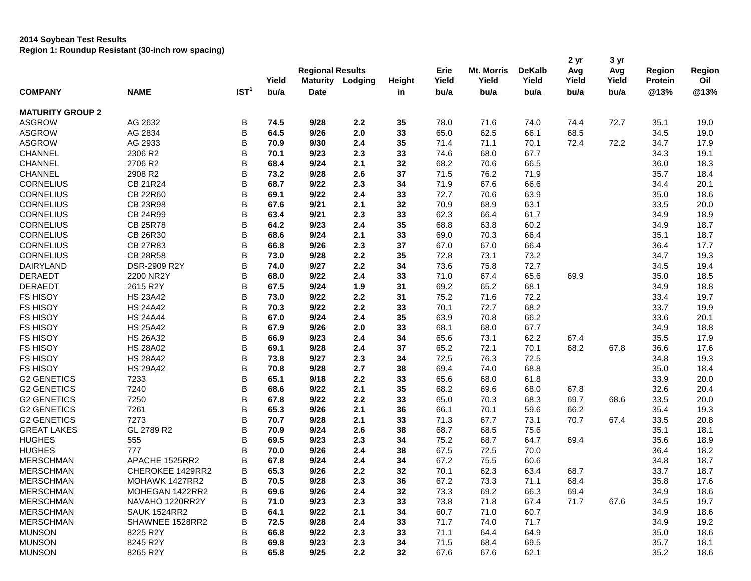**2014 Soybean Test Results**
**Region 1: Roundup Resistant (30-inch row spacing)**

| COMPANY | NAME | IST[1] | Regional Results Yield bu/a | Maturity Date | Lodging | Height in | Erie Yield bu/a | Mt. Morris Yield bu/a | DeKalb Yield bu/a | 2 yr Avg Yield bu/a | 3 yr Avg Yield bu/a | Region Protein @13% | Region Oil @13% |
|---|---|---|---|---|---|---|---|---|---|---|---|---|---|
| **MATURITY GROUP 2** | | | | | | | | | | | | | |
| ASGROW | AG 2632 | B | **74.5** | **9/28** | **2.2** | **35** | 78.0 | 71.6 | 74.0 | 74.4 | 72.7 | 35.1 | 19.0 |
| ASGROW | AG 2834 | B | **64.5** | **9/26** | **2.0** | **33** | 65.0 | 62.5 | 66.1 | 68.5 | | 34.5 | 19.0 |
| ASGROW | AG 2933 | B | **70.9** | **9/30** | **2.4** | **35** | 71.4 | 71.1 | 70.1 | 72.4 | 72.2 | 34.7 | 17.9 |
| CHANNEL | 2306 R2 | B | **70.1** | **9/23** | **2.3** | **33** | 74.6 | 68.0 | 67.7 | | | 34.3 | 19.1 |
| CHANNEL | 2706 R2 | B | **68.4** | **9/24** | **2.1** | **32** | 68.2 | 70.6 | 66.5 | | | 36.0 | 18.3 |
| CHANNEL | 2908 R2 | B | **73.2** | **9/28** | **2.6** | **37** | 71.5 | 76.2 | 71.9 | | | 35.7 | 18.4 |
| CORNELIUS | CB 21R24 | B | **68.7** | **9/22** | **2.3** | **34** | 71.9 | 67.6 | 66.6 | | | 34.4 | 20.1 |
| CORNELIUS | CB 22R60 | B | **69.1** | **9/22** | **2.4** | **33** | 72.7 | 70.6 | 63.9 | | | 35.0 | 18.6 |
| CORNELIUS | CB 23R98 | B | **67.6** | **9/21** | **2.1** | **32** | 70.9 | 68.9 | 63.1 | | | 33.5 | 20.0 |
| CORNELIUS | CB 24R99 | B | **63.4** | **9/21** | **2.3** | **33** | 62.3 | 66.4 | 61.7 | | | 34.9 | 18.9 |
| CORNELIUS | CB 25R78 | B | **64.2** | **9/23** | **2.4** | **35** | 68.8 | 63.8 | 60.2 | | | 34.9 | 18.7 |
| CORNELIUS | CB 26R30 | B | **68.6** | **9/24** | **2.1** | **33** | 69.0 | 70.3 | 66.4 | | | 35.1 | 18.7 |
| CORNELIUS | CB 27R83 | B | **66.8** | **9/26** | **2.3** | **37** | 67.0 | 67.0 | 66.4 | | | 36.4 | 17.7 |
| CORNELIUS | CB 28R58 | B | **73.0** | **9/28** | **2.2** | **35** | 72.8 | 73.1 | 73.2 | | | 34.7 | 19.3 |
| DAIRYLAND | DSR-2909 R2Y | B | **74.0** | **9/27** | **2.2** | **34** | 73.6 | 75.8 | 72.7 | | | 34.5 | 19.4 |
| DERAEDT | 2200 NR2Y | B | **68.0** | **9/22** | **2.4** | **33** | 71.0 | 67.4 | 65.6 | 69.9 | | 35.0 | 18.5 |
| DERAEDT | 2615 R2Y | B | **67.5** | **9/24** | **1.9** | **31** | 69.2 | 65.2 | 68.1 | | | 34.9 | 18.8 |
| FS HISOY | HS 23A42 | B | **73.0** | **9/22** | **2.2** | **31** | 75.2 | 71.6 | 72.2 | | | 33.4 | 19.7 |
| FS HISOY | HS 24A42 | B | **70.3** | **9/22** | **2.2** | **33** | 70.1 | 72.7 | 68.2 | | | 33.7 | 19.9 |
| FS HISOY | HS 24A44 | B | **67.0** | **9/24** | **2.4** | **35** | 63.9 | 70.8 | 66.2 | | | 33.6 | 20.1 |
| FS HISOY | HS 25A42 | B | **67.9** | **9/26** | **2.0** | **33** | 68.1 | 68.0 | 67.7 | | | 34.9 | 18.8 |
| FS HISOY | HS 26A32 | B | **66.9** | **9/23** | **2.4** | **34** | 65.6 | 73.1 | 62.2 | 67.4 | | 35.5 | 17.9 |
| FS HISOY | HS 28A02 | B | **69.1** | **9/28** | **2.4** | **37** | 65.2 | 72.1 | 70.1 | 68.2 | 67.8 | 36.6 | 17.6 |
| FS HISOY | HS 28A42 | B | **73.8** | **9/27** | **2.3** | **34** | 72.5 | 76.3 | 72.5 | | | 34.8 | 19.3 |
| FS HISOY | HS 29A42 | B | **70.8** | **9/28** | **2.7** | **38** | 69.4 | 74.0 | 68.8 | | | 35.0 | 18.4 |
| G2 GENETICS | 7233 | B | **65.1** | **9/18** | **2.2** | **33** | 65.6 | 68.0 | 61.8 | | | 33.9 | 20.0 |
| G2 GENETICS | 7240 | B | **68.6** | **9/22** | **2.1** | **35** | 68.2 | 69.6 | 68.0 | 67.8 | | 32.6 | 20.4 |
| G2 GENETICS | 7250 | B | **67.8** | **9/22** | **2.2** | **33** | 65.0 | 70.3 | 68.3 | 69.7 | 68.6 | 33.5 | 20.0 |
| G2 GENETICS | 7261 | B | **65.3** | **9/26** | **2.1** | **36** | 66.1 | 70.1 | 59.6 | 66.2 | | 35.4 | 19.3 |
| G2 GENETICS | 7273 | B | **70.7** | **9/28** | **2.1** | **33** | 71.3 | 67.7 | 73.1 | 70.7 | 67.4 | 33.5 | 20.8 |
| GREAT LAKES | GL 2789 R2 | B | **70.9** | **9/24** | **2.6** | **38** | 68.7 | 68.5 | 75.6 | | | 35.1 | 18.1 |
| HUGHES | 555 | B | **69.5** | **9/23** | **2.3** | **34** | 75.2 | 68.7 | 64.7 | 69.4 | | 35.6 | 18.9 |
| HUGHES | 777 | B | **70.0** | **9/26** | **2.4** | **38** | 67.5 | 72.5 | 70.0 | | | 36.4 | 18.2 |
| MERSCHMAN | APACHE 1525RR2 | B | **67.8** | **9/24** | **2.4** | **34** | 67.2 | 75.5 | 60.6 | | | 34.8 | 18.7 |
| MERSCHMAN | CHEROKEE 1429RR2 | B | **65.3** | **9/26** | **2.2** | **32** | 70.1 | 62.3 | 63.4 | 68.7 | | 33.7 | 18.7 |
| MERSCHMAN | MOHAWK 1427RR2 | B | **70.5** | **9/28** | **2.3** | **36** | 67.2 | 73.3 | 71.1 | 68.4 | | 35.8 | 17.6 |
| MERSCHMAN | MOHEGAN 1422RR2 | B | **69.6** | **9/26** | **2.4** | **32** | 73.3 | 69.2 | 66.3 | 69.4 | | 34.9 | 18.6 |
| MERSCHMAN | NAVAHO 1220RR2Y | B | **71.0** | **9/23** | **2.3** | **33** | 73.8 | 71.8 | 67.4 | 71.7 | 67.6 | 34.5 | 19.7 |
| MERSCHMAN | SAUK 1524RR2 | B | **64.1** | **9/22** | **2.1** | **34** | 60.7 | 71.0 | 60.7 | | | 34.9 | 18.6 |
| MERSCHMAN | SHAWNEE 1528RR2 | B | **72.5** | **9/28** | **2.4** | **33** | 71.7 | 74.0 | 71.7 | | | 34.9 | 19.2 |
| MUNSON | 8225 R2Y | B | **66.8** | **9/22** | **2.3** | **33** | 71.1 | 64.4 | 64.9 | | | 35.0 | 18.6 |
| MUNSON | 8245 R2Y | B | **69.8** | **9/23** | **2.3** | **34** | 71.5 | 68.4 | 69.5 | | | 35.7 | 18.1 |
| MUNSON | 8265 R2Y | B | **65.8** | **9/25** | **2.2** | **32** | 67.6 | 67.6 | 62.1 | | | 35.2 | 18.6 |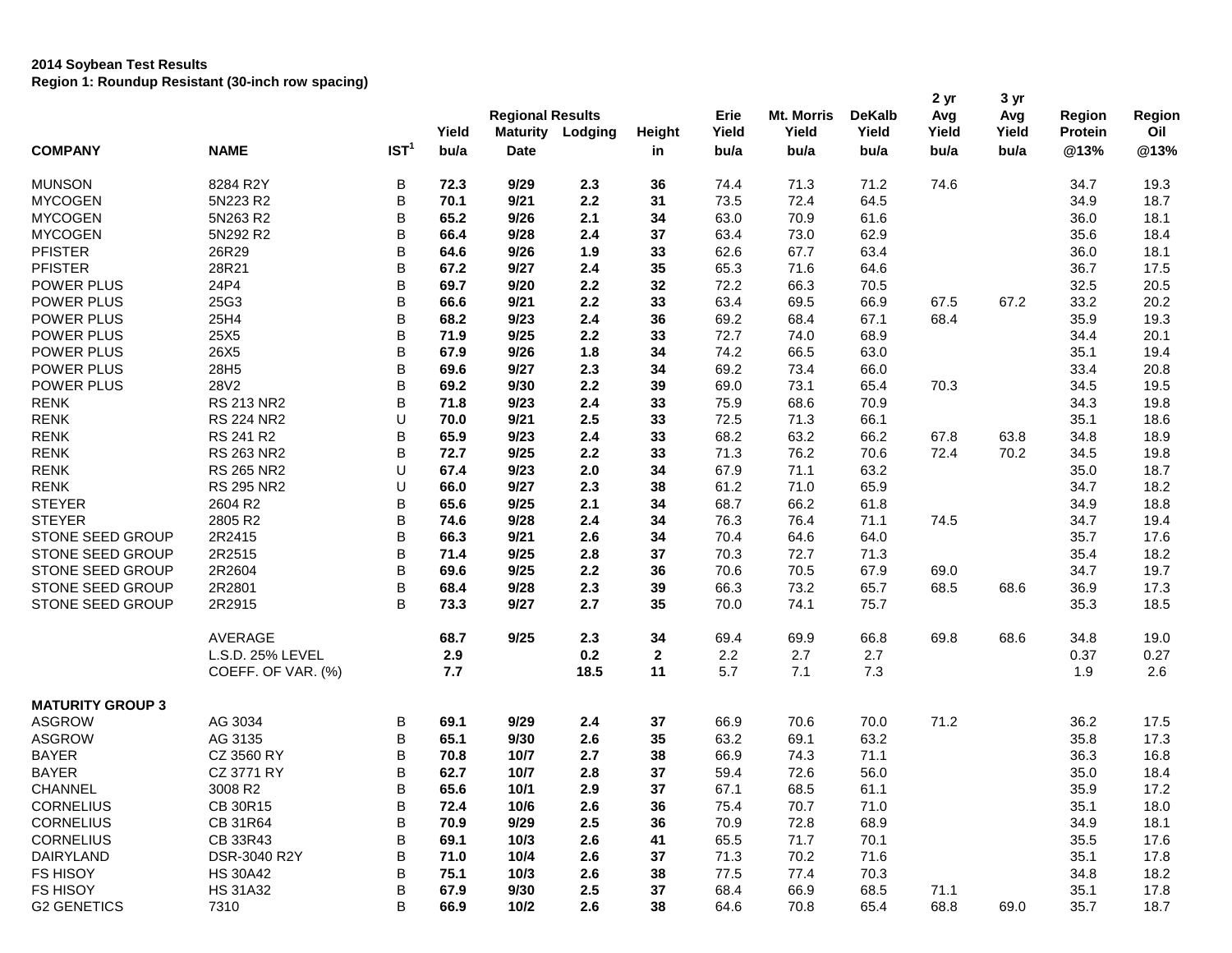**2014 Soybean Test Results**
**Region 1: Roundup Resistant (30-inch row spacing)**

| COMPANY | NAME | IST[1] | Yield bu/a | Regional Results Maturity Date | Lodging | Height in | Erie Yield bu/a | Mt. Morris Yield bu/a | DeKalb Yield bu/a | 2 yr Avg Yield bu/a | 3 yr Avg Yield bu/a | Region Protein @13% | Region Oil @13% |
|---|---|---|---|---|---|---|---|---|---|---|---|---|---|
| MUNSON | 8284 R2Y | B | **72.3** | **9/29** | **2.3** | **36** | 74.4 | 71.3 | 71.2 | 74.6 | | 34.7 | 19.3 |
| MYCOGEN | 5N223 R2 | B | **70.1** | **9/21** | **2.2** | **31** | 73.5 | 72.4 | 64.5 | | | 34.9 | 18.7 |
| MYCOGEN | 5N263 R2 | B | **65.2** | **9/26** | **2.1** | **34** | 63.0 | 70.9 | 61.6 | | | 36.0 | 18.1 |
| MYCOGEN | 5N292 R2 | B | **66.4** | **9/28** | **2.4** | **37** | 63.4 | 73.0 | 62.9 | | | 35.6 | 18.4 |
| PFISTER | 26R29 | B | **64.6** | **9/26** | **1.9** | **33** | 62.6 | 67.7 | 63.4 | | | 36.0 | 18.1 |
| PFISTER | 28R21 | B | **67.2** | **9/27** | **2.4** | **35** | 65.3 | 71.6 | 64.6 | | | 36.7 | 17.5 |
| POWER PLUS | 24P4 | B | **69.7** | **9/20** | **2.2** | **32** | 72.2 | 66.3 | 70.5 | | | 32.5 | 20.5 |
| POWER PLUS | 25G3 | B | **66.6** | **9/21** | **2.2** | **33** | 63.4 | 69.5 | 66.9 | 67.5 | 67.2 | 33.2 | 20.2 |
| POWER PLUS | 25H4 | B | **68.2** | **9/23** | **2.4** | **36** | 69.2 | 68.4 | 67.1 | 68.4 | | 35.9 | 19.3 |
| POWER PLUS | 25X5 | B | **71.9** | **9/25** | **2.2** | **33** | 72.7 | 74.0 | 68.9 | | | 34.4 | 20.1 |
| POWER PLUS | 26X5 | B | **67.9** | **9/26** | **1.8** | **34** | 74.2 | 66.5 | 63.0 | | | 35.1 | 19.4 |
| POWER PLUS | 28H5 | B | **69.6** | **9/27** | **2.3** | **34** | 69.2 | 73.4 | 66.0 | | | 33.4 | 20.8 |
| POWER PLUS | 28V2 | B | **69.2** | **9/30** | **2.2** | **39** | 69.0 | 73.1 | 65.4 | 70.3 | | 34.5 | 19.5 |
| RENK | RS 213 NR2 | B | **71.8** | **9/23** | **2.4** | **33** | 75.9 | 68.6 | 70.9 | | | 34.3 | 19.8 |
| RENK | RS 224 NR2 | U | **70.0** | **9/21** | **2.5** | **33** | 72.5 | 71.3 | 66.1 | | | 35.1 | 18.6 |
| RENK | RS 241 R2 | B | **65.9** | **9/23** | **2.4** | **33** | 68.2 | 63.2 | 66.2 | 67.8 | 63.8 | 34.8 | 18.9 |
| RENK | RS 263 NR2 | B | **72.7** | **9/25** | **2.2** | **33** | 71.3 | 76.2 | 70.6 | 72.4 | 70.2 | 34.5 | 19.8 |
| RENK | RS 265 NR2 | U | **67.4** | **9/23** | **2.0** | **34** | 67.9 | 71.1 | 63.2 | | | 35.0 | 18.7 |
| RENK | RS 295 NR2 | U | **66.0** | **9/27** | **2.3** | **38** | 61.2 | 71.0 | 65.9 | | | 34.7 | 18.2 |
| STEYER | 2604 R2 | B | **65.6** | **9/25** | **2.1** | **34** | 68.7 | 66.2 | 61.8 | | | 34.9 | 18.8 |
| STEYER | 2805 R2 | B | **74.6** | **9/28** | **2.4** | **34** | 76.3 | 76.4 | 71.1 | 74.5 | | 34.7 | 19.4 |
| STONE SEED GROUP | 2R2415 | B | **66.3** | **9/21** | **2.6** | **34** | 70.4 | 64.6 | 64.0 | | | 35.7 | 17.6 |
| STONE SEED GROUP | 2R2515 | B | **71.4** | **9/25** | **2.8** | **37** | 70.3 | 72.7 | 71.3 | | | 35.4 | 18.2 |
| STONE SEED GROUP | 2R2604 | B | **69.6** | **9/25** | **2.2** | **36** | 70.6 | 70.5 | 67.9 | 69.0 | | 34.7 | 19.7 |
| STONE SEED GROUP | 2R2801 | B | **68.4** | **9/28** | **2.3** | **39** | 66.3 | 73.2 | 65.7 | 68.5 | 68.6 | 36.9 | 17.3 |
| STONE SEED GROUP | 2R2915 | B | **73.3** | **9/27** | **2.7** | **35** | 70.0 | 74.1 | 75.7 | | | 35.3 | 18.5 |
| | AVERAGE | | **68.7** | **9/25** | **2.3** | **34** | 69.4 | 69.9 | 66.8 | 69.8 | 68.6 | 34.8 | 19.0 |
| | L.S.D. 25% LEVEL | | **2.9** | | **0.2** | **2** | 2.2 | 2.7 | 2.7 | | | 0.37 | 0.27 |
| | COEFF. OF VAR. (%) | | **7.7** | | **18.5** | **11** | 5.7 | 7.1 | 7.3 | | | 1.9 | 2.6 |
| **MATURITY GROUP 3** | | | | | | | | | | | | | |
| ASGROW | AG 3034 | B | **69.1** | **9/29** | **2.4** | **37** | 66.9 | 70.6 | 70.0 | 71.2 | | 36.2 | 17.5 |
| ASGROW | AG 3135 | B | **65.1** | **9/30** | **2.6** | **35** | 63.2 | 69.1 | 63.2 | | | 35.8 | 17.3 |
| BAYER | CZ 3560 RY | B | **70.8** | **10/7** | **2.7** | **38** | 66.9 | 74.3 | 71.1 | | | 36.3 | 16.8 |
| BAYER | CZ 3771 RY | B | **62.7** | **10/7** | **2.8** | **37** | 59.4 | 72.6 | 56.0 | | | 35.0 | 18.4 |
| CHANNEL | 3008 R2 | B | **65.6** | **10/1** | **2.9** | **37** | 67.1 | 68.5 | 61.1 | | | 35.9 | 17.2 |
| CORNELIUS | CB 30R15 | B | **72.4** | **10/6** | **2.6** | **36** | 75.4 | 70.7 | 71.0 | | | 35.1 | 18.0 |
| CORNELIUS | CB 31R64 | B | **70.9** | **9/29** | **2.5** | **36** | 70.9 | 72.8 | 68.9 | | | 34.9 | 18.1 |
| CORNELIUS | CB 33R43 | B | **69.1** | **10/3** | **2.6** | **41** | 65.5 | 71.7 | 70.1 | | | 35.5 | 17.6 |
| DAIRYLAND | DSR-3040 R2Y | B | **71.0** | **10/4** | **2.6** | **37** | 71.3 | 70.2 | 71.6 | | | 35.1 | 17.8 |
| FS HISOY | HS 30A42 | B | **75.1** | **10/3** | **2.6** | **38** | 77.5 | 77.4 | 70.3 | | | 34.8 | 18.2 |
| FS HISOY | HS 31A32 | B | **67.9** | **9/30** | **2.5** | **37** | 68.4 | 66.9 | 68.5 | 71.1 | | 35.1 | 17.8 |
| G2 GENETICS | 7310 | B | **66.9** | **10/2** | **2.6** | **38** | 64.6 | 70.8 | 65.4 | 68.8 | 69.0 | 35.7 | 18.7 |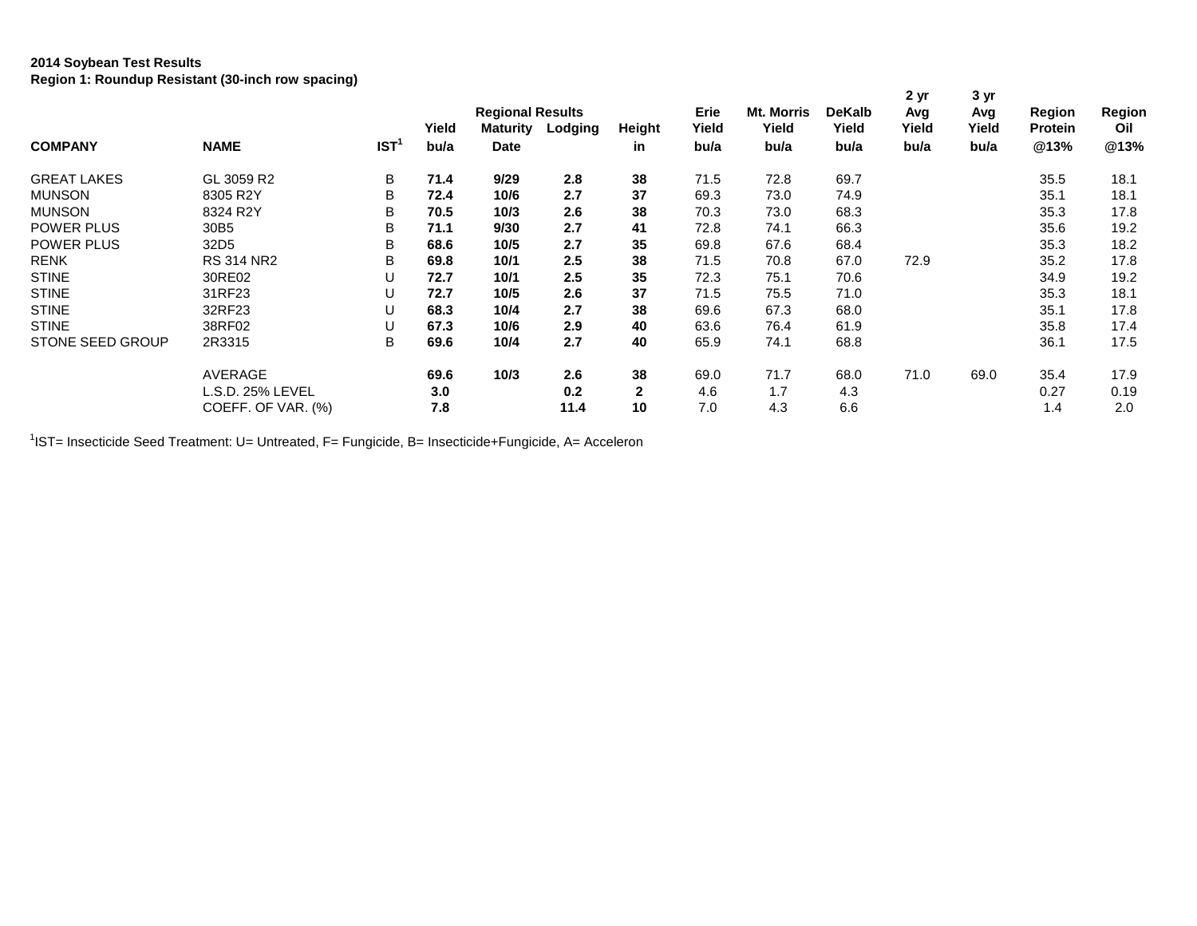**2014 Soybean Test Results**
**Region 1: Roundup Resistant (30-inch row spacing)**

| COMPANY | NAME | IST[1] | Yield bu/a | Regional Results Maturity Date | Lodging | Height in | Erie Yield bu/a | Mt. Morris Yield bu/a | DeKalb Yield bu/a | 2 yr Avg Yield bu/a | 3 yr Avg Yield bu/a | Region Protein @13% | Region Oil @13% |
|---|---|---|---|---|---|---|---|---|---|---|---|---|---|
| GREAT LAKES | GL 3059 R2 | B | **71.4** | **9/29** | **2.8** | **38** | 71.5 | 72.8 | 69.7 | | | 35.5 | 18.1 |
| MUNSON | 8305 R2Y | B | **72.4** | **10/6** | **2.7** | **37** | 69.3 | 73.0 | 74.9 | | | 35.1 | 18.1 |
| MUNSON | 8324 R2Y | B | **70.5** | **10/3** | **2.6** | **38** | 70.3 | 73.0 | 68.3 | | | 35.3 | 17.8 |
| POWER PLUS | 30B5 | B | **71.1** | **9/30** | **2.7** | **41** | 72.8 | 74.1 | 66.3 | | | 35.6 | 19.2 |
| POWER PLUS | 32D5 | B | **68.6** | **10/5** | **2.7** | **35** | 69.8 | 67.6 | 68.4 | | | 35.3 | 18.2 |
| RENK | RS 314 NR2 | B | **69.8** | **10/1** | **2.5** | **38** | 71.5 | 70.8 | 67.0 | 72.9 | | 35.2 | 17.8 |
| STINE | 30RE02 | U | **72.7** | **10/1** | **2.5** | **35** | 72.3 | 75.1 | 70.6 | | | 34.9 | 19.2 |
| STINE | 31RF23 | U | **72.7** | **10/5** | **2.6** | **37** | 71.5 | 75.5 | 71.0 | | | 35.3 | 18.1 |
| STINE | 32RF23 | U | **68.3** | **10/4** | **2.7** | **38** | 69.6 | 67.3 | 68.0 | | | 35.1 | 17.8 |
| STINE | 38RF02 | U | **67.3** | **10/6** | **2.9** | **40** | 63.6 | 76.4 | 61.9 | | | 35.8 | 17.4 |
| STONE SEED GROUP | 2R3315 | B | **69.6** | **10/4** | **2.7** | **40** | 65.9 | 74.1 | 68.8 | | | 36.1 | 17.5 |
| | AVERAGE | | **69.6** | **10/3** | **2.6** | **38** | 69.0 | 71.7 | 68.0 | 71.0 | 69.0 | 35.4 | 17.9 |
| | L.S.D. 25% LEVEL | | **3.0** | | **0.2** | **2** | 4.6 | 1.7 | 4.3 | | | 0.27 | 0.19 |
| | COEFF. OF VAR. (%) | | **7.8** | | **11.4** | **10** | 7.0 | 4.3 | 6.6 | | | 1.4 | 2.0 |

[1]IST= Insecticide Seed Treatment: U= Untreated, F= Fungicide, B= Insecticide+Fungicide, A= Acceleron